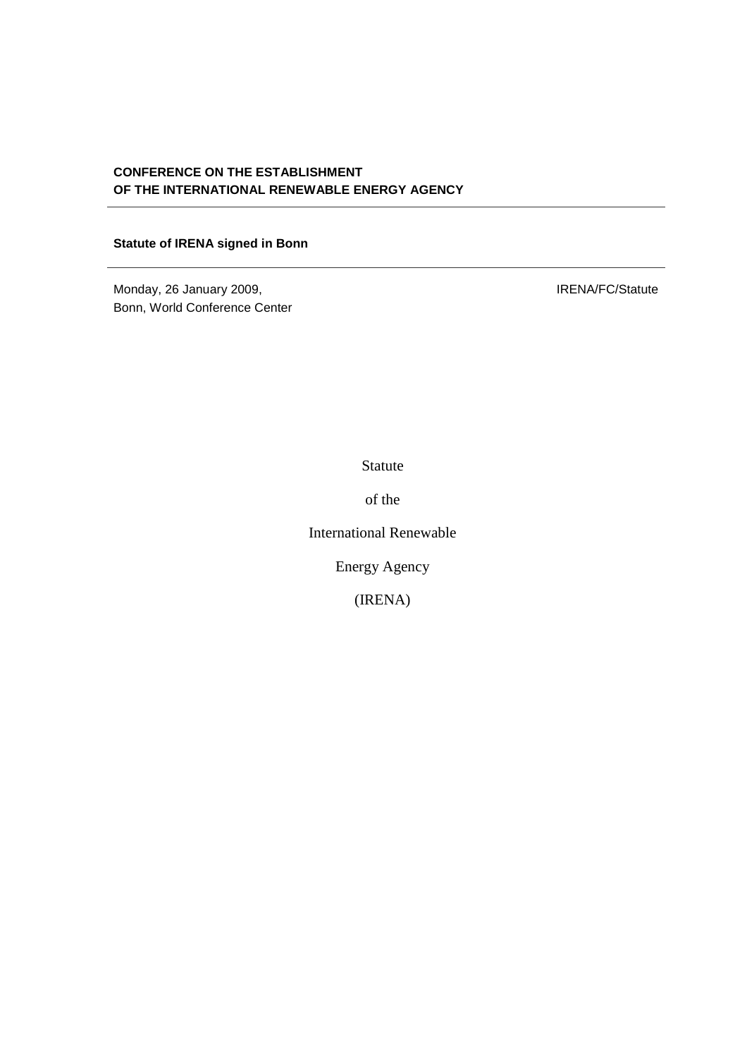**CONFERENCE ON THE ESTABLISHMENT OF THE INTERNATIONAL RENEWABLE ENERGY AGENCY**

---

**Statute of IRENA signed in Bonn**

---

Monday, 26 January 2009,
Bonn, World Conference Center

IRENA/FC/Statute

# Statute

# of the

# International Renewable

# Energy Agency

# (IRENA)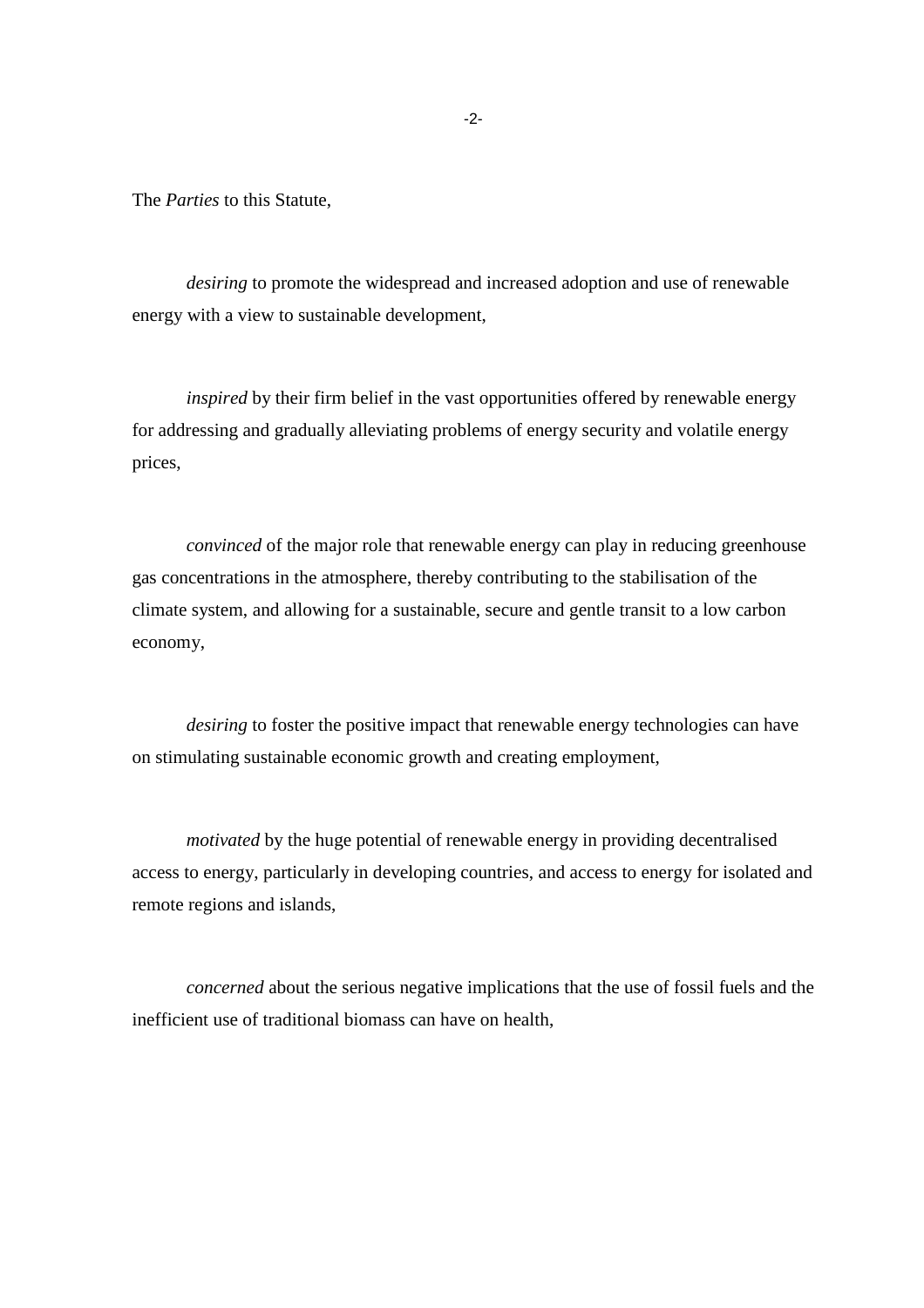The *Parties* to this Statute,

*desiring* to promote the widespread and increased adoption and use of renewable energy with a view to sustainable development,

*inspired* by their firm belief in the vast opportunities offered by renewable energy for addressing and gradually alleviating problems of energy security and volatile energy prices,

*convinced* of the major role that renewable energy can play in reducing greenhouse gas concentrations in the atmosphere, thereby contributing to the stabilisation of the climate system, and allowing for a sustainable, secure and gentle transit to a low carbon economy,

*desiring* to foster the positive impact that renewable energy technologies can have on stimulating sustainable economic growth and creating employment,

*motivated* by the huge potential of renewable energy in providing decentralised access to energy, particularly in developing countries, and access to energy for isolated and remote regions and islands,

*concerned* about the serious negative implications that the use of fossil fuels and the inefficient use of traditional biomass can have on health,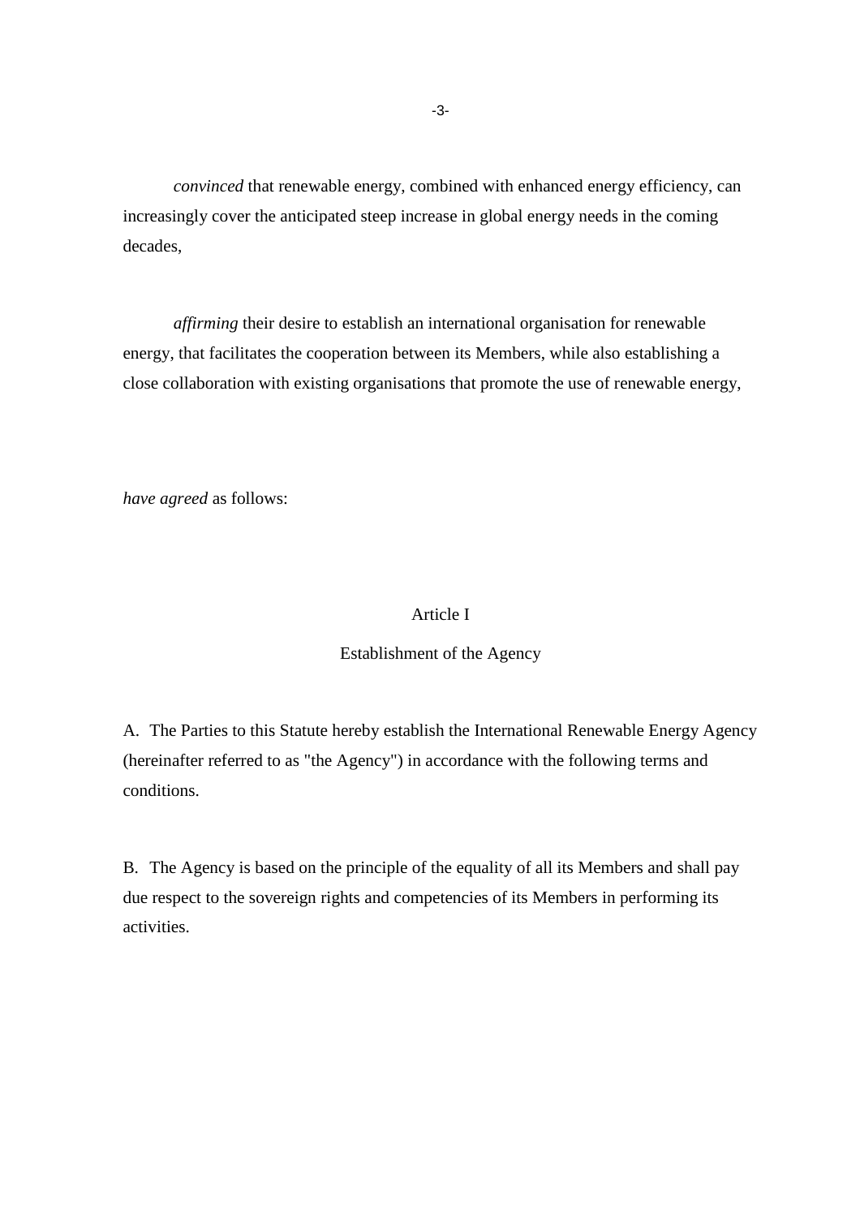*convinced* that renewable energy, combined with enhanced energy efficiency, can increasingly cover the anticipated steep increase in global energy needs in the coming decades,

*affirming* their desire to establish an international organisation for renewable energy, that facilitates the cooperation between its Members, while also establishing a close collaboration with existing organisations that promote the use of renewable energy,

*have agreed* as follows:

## Article I

## Establishment of the Agency

A. The Parties to this Statute hereby establish the International Renewable Energy Agency (hereinafter referred to as "the Agency") in accordance with the following terms and conditions.

B. The Agency is based on the principle of the equality of all its Members and shall pay due respect to the sovereign rights and competencies of its Members in performing its activities.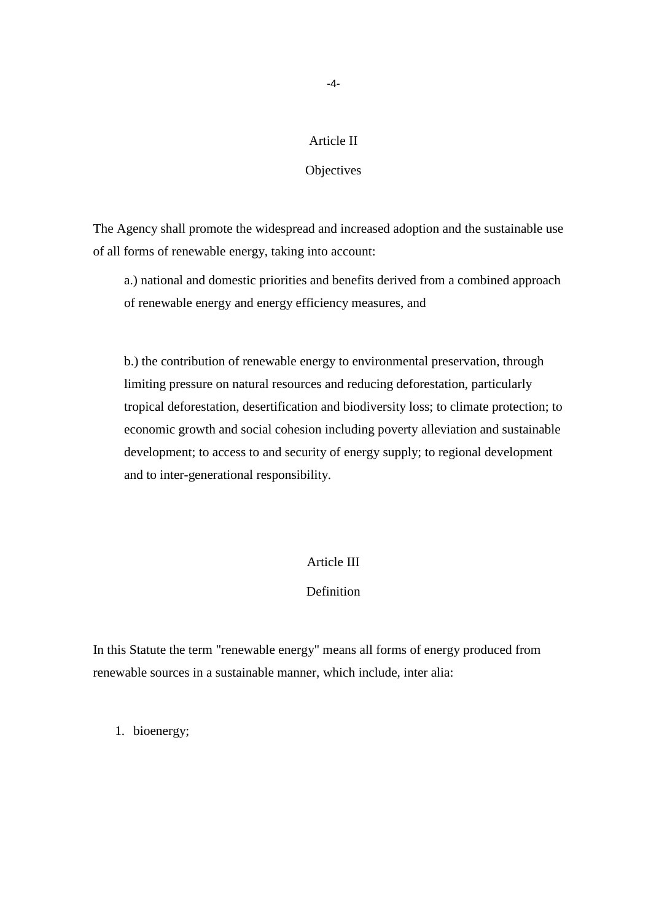## Article II

## Objectives

The Agency shall promote the widespread and increased adoption and the sustainable use of all forms of renewable energy, taking into account:

a.) national and domestic priorities and benefits derived from a combined approach of renewable energy and energy efficiency measures, and

b.) the contribution of renewable energy to environmental preservation, through limiting pressure on natural resources and reducing deforestation, particularly tropical deforestation, desertification and biodiversity loss; to climate protection; to economic growth and social cohesion including poverty alleviation and sustainable development; to access to and security of energy supply; to regional development and to inter-generational responsibility.

## Article III

## Definition

In this Statute the term "renewable energy" means all forms of energy produced from renewable sources in a sustainable manner, which include, inter alia:

1. bioenergy;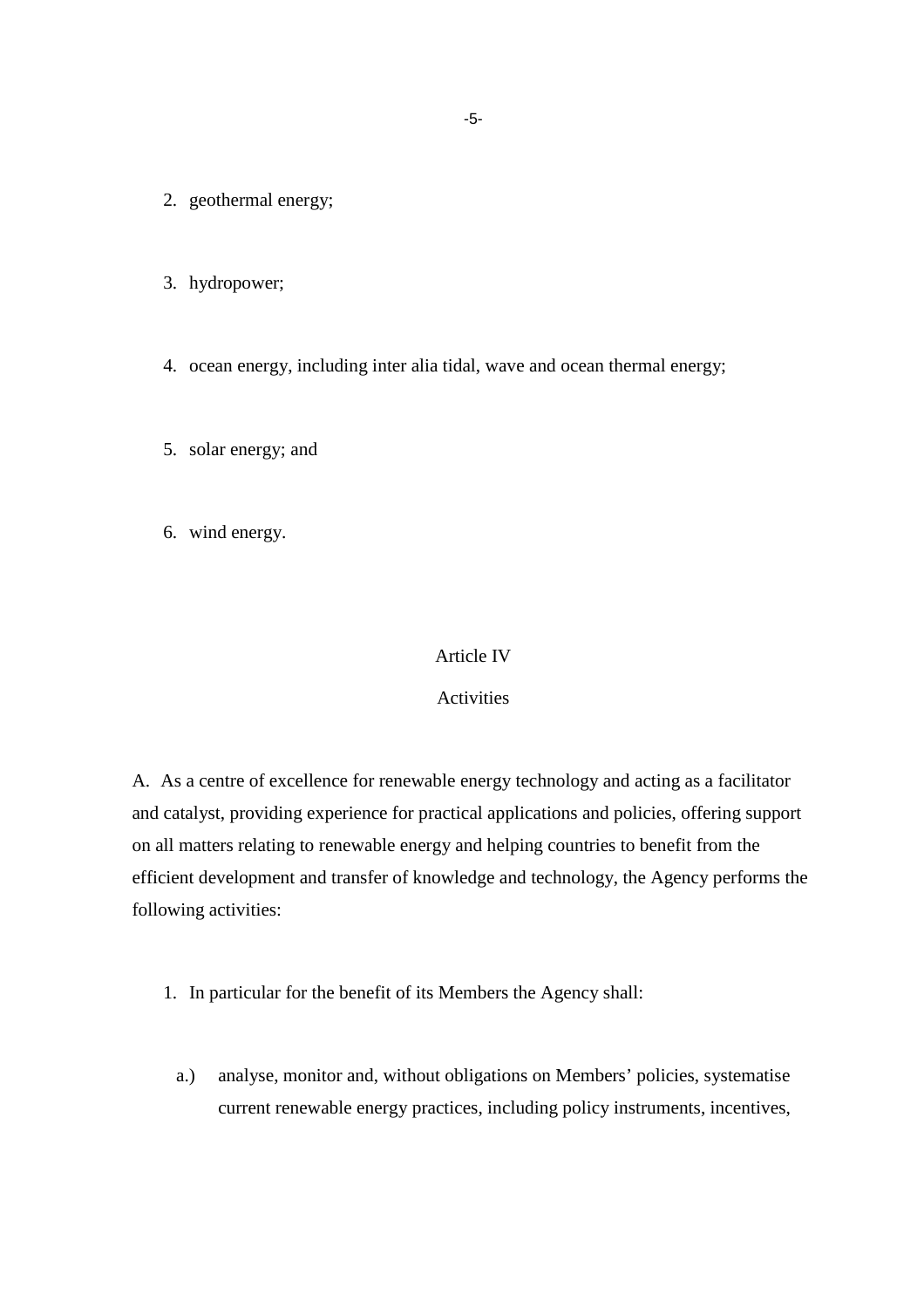2. geothermal energy;

3. hydropower;

4. ocean energy, including inter alia tidal, wave and ocean thermal energy;

5. solar energy; and

6. wind energy.

## Article IV

## Activities

A. As a centre of excellence for renewable energy technology and acting as a facilitator and catalyst, providing experience for practical applications and policies, offering support on all matters relating to renewable energy and helping countries to benefit from the efficient development and transfer of knowledge and technology, the Agency performs the following activities:

1. In particular for the benefit of its Members the Agency shall:

   a.) analyse, monitor and, without obligations on Members' policies, systematise current renewable energy practices, including policy instruments, incentives,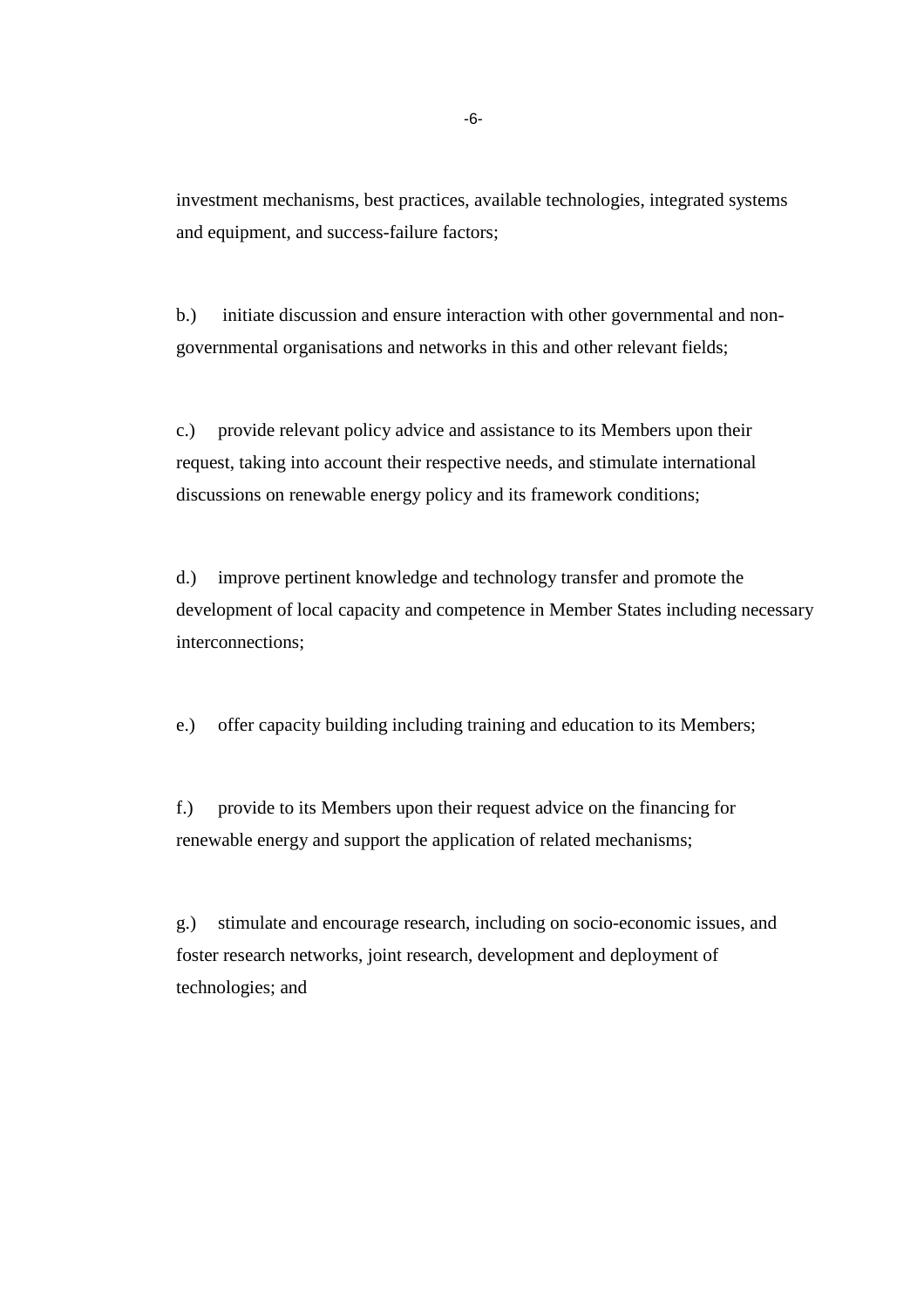investment mechanisms, best practices, available technologies, integrated systems and equipment, and success-failure factors;

b.) initiate discussion and ensure interaction with other governmental and non-governmental organisations and networks in this and other relevant fields;

c.) provide relevant policy advice and assistance to its Members upon their request, taking into account their respective needs, and stimulate international discussions on renewable energy policy and its framework conditions;

d.) improve pertinent knowledge and technology transfer and promote the development of local capacity and competence in Member States including necessary interconnections;

e.) offer capacity building including training and education to its Members;

f.) provide to its Members upon their request advice on the financing for renewable energy and support the application of related mechanisms;

g.) stimulate and encourage research, including on socio-economic issues, and foster research networks, joint research, development and deployment of technologies; and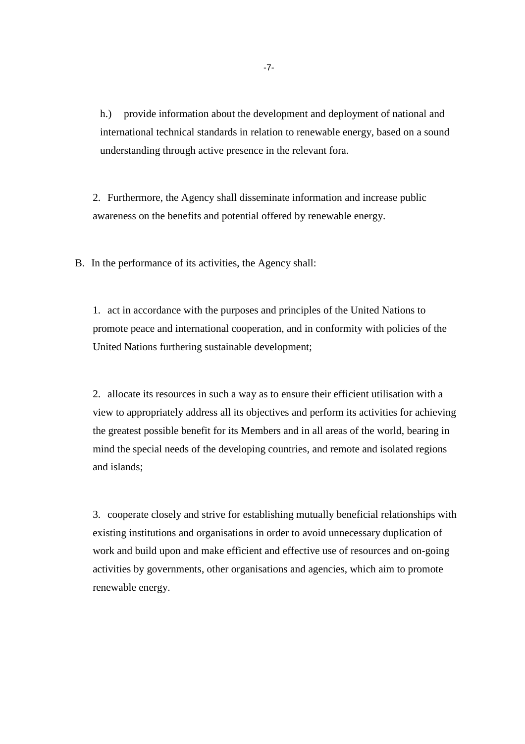h.) provide information about the development and deployment of national and international technical standards in relation to renewable energy, based on a sound understanding through active presence in the relevant fora.

2. Furthermore, the Agency shall disseminate information and increase public awareness on the benefits and potential offered by renewable energy.

B. In the performance of its activities, the Agency shall:

1. act in accordance with the purposes and principles of the United Nations to promote peace and international cooperation, and in conformity with policies of the United Nations furthering sustainable development;

2. allocate its resources in such a way as to ensure their efficient utilisation with a view to appropriately address all its objectives and perform its activities for achieving the greatest possible benefit for its Members and in all areas of the world, bearing in mind the special needs of the developing countries, and remote and isolated regions and islands;

3. cooperate closely and strive for establishing mutually beneficial relationships with existing institutions and organisations in order to avoid unnecessary duplication of work and build upon and make efficient and effective use of resources and on-going activities by governments, other organisations and agencies, which aim to promote renewable energy.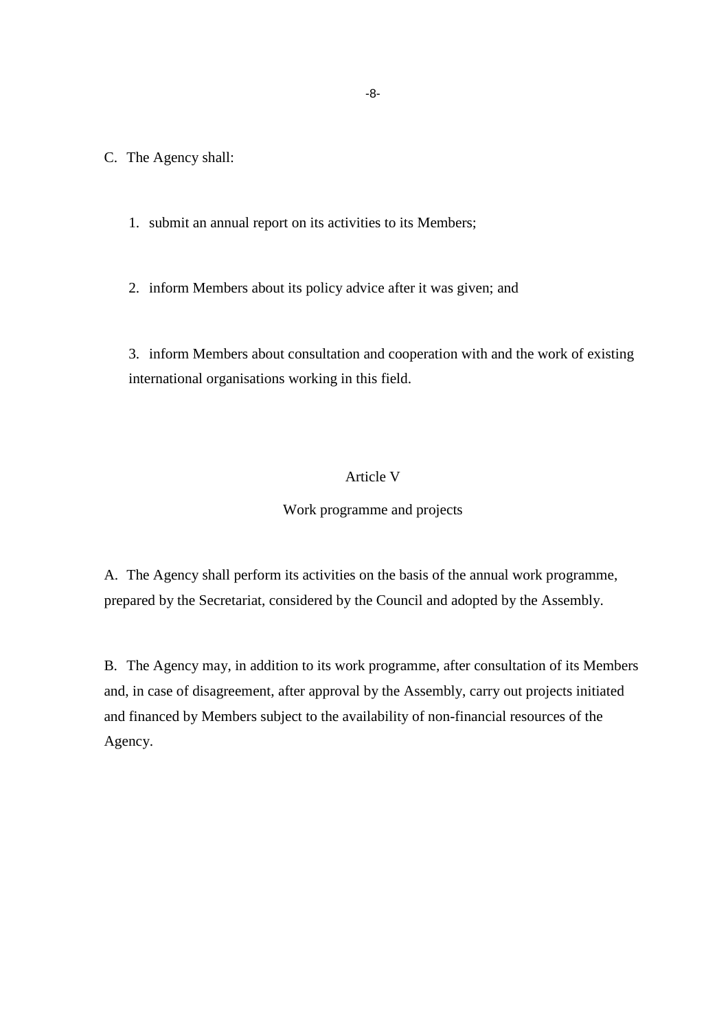C. The Agency shall:

1. submit an annual report on its activities to its Members;

2. inform Members about its policy advice after it was given; and

3. inform Members about consultation and cooperation with and the work of existing international organisations working in this field.

## Article V

## Work programme and projects

A. The Agency shall perform its activities on the basis of the annual work programme, prepared by the Secretariat, considered by the Council and adopted by the Assembly.

B. The Agency may, in addition to its work programme, after consultation of its Members and, in case of disagreement, after approval by the Assembly, carry out projects initiated and financed by Members subject to the availability of non-financial resources of the Agency.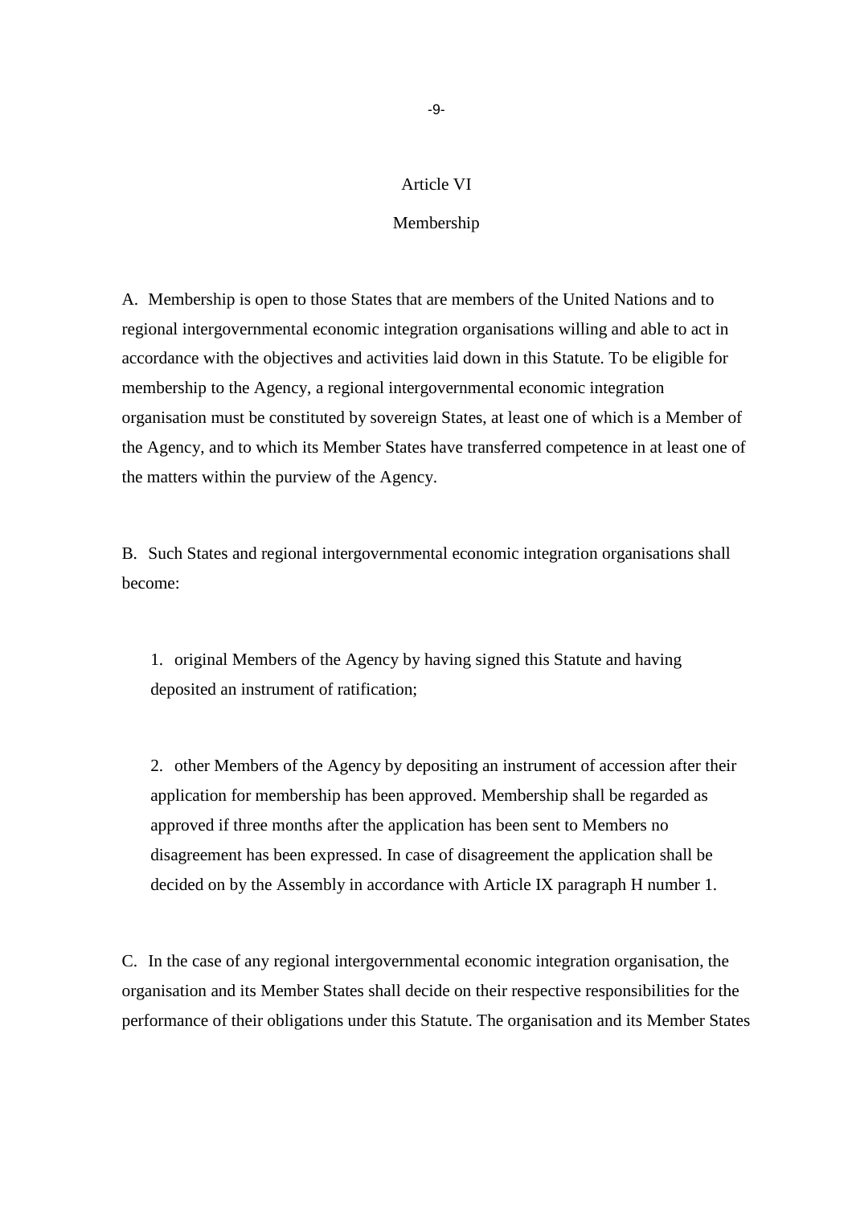## Article VI

## Membership

A. Membership is open to those States that are members of the United Nations and to regional intergovernmental economic integration organisations willing and able to act in accordance with the objectives and activities laid down in this Statute. To be eligible for membership to the Agency, a regional intergovernmental economic integration organisation must be constituted by sovereign States, at least one of which is a Member of the Agency, and to which its Member States have transferred competence in at least one of the matters within the purview of the Agency.

B. Such States and regional intergovernmental economic integration organisations shall become:

1. original Members of the Agency by having signed this Statute and having deposited an instrument of ratification;

2. other Members of the Agency by depositing an instrument of accession after their application for membership has been approved. Membership shall be regarded as approved if three months after the application has been sent to Members no disagreement has been expressed. In case of disagreement the application shall be decided on by the Assembly in accordance with Article IX paragraph H number 1.

C. In the case of any regional intergovernmental economic integration organisation, the organisation and its Member States shall decide on their respective responsibilities for the performance of their obligations under this Statute. The organisation and its Member States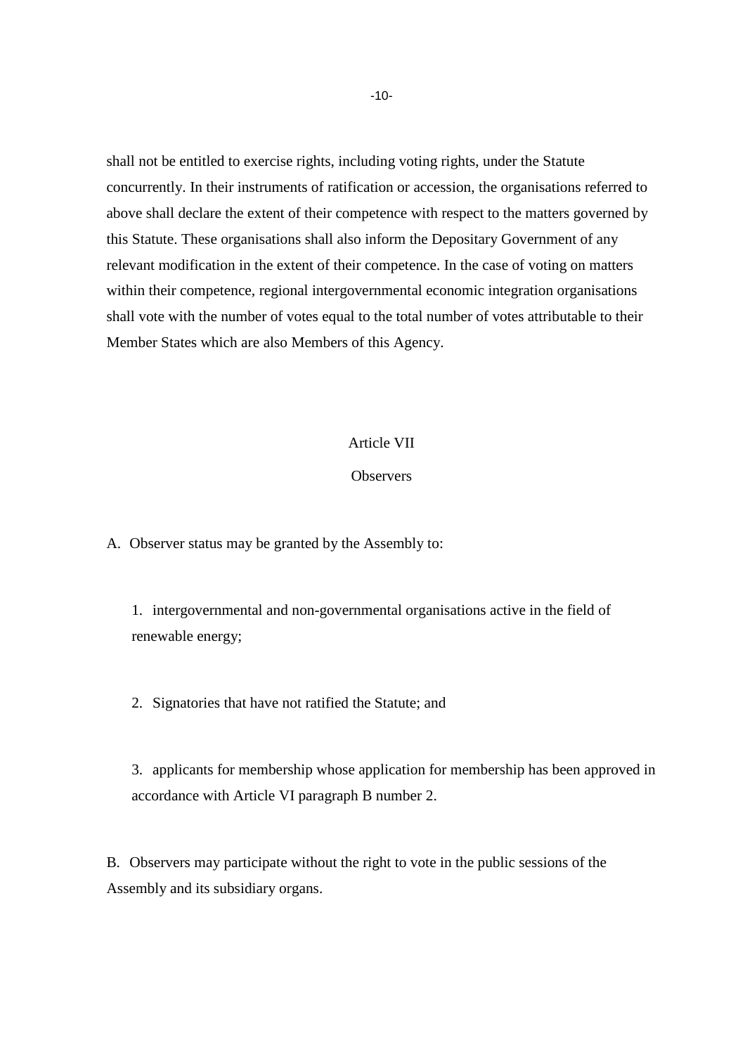shall not be entitled to exercise rights, including voting rights, under the Statute concurrently. In their instruments of ratification or accession, the organisations referred to above shall declare the extent of their competence with respect to the matters governed by this Statute. These organisations shall also inform the Depositary Government of any relevant modification in the extent of their competence. In the case of voting on matters within their competence, regional intergovernmental economic integration organisations shall vote with the number of votes equal to the total number of votes attributable to their Member States which are also Members of this Agency.

## Article VII

## Observers

A. Observer status may be granted by the Assembly to:

1. intergovernmental and non-governmental organisations active in the field of renewable energy;

2. Signatories that have not ratified the Statute; and

3. applicants for membership whose application for membership has been approved in accordance with Article VI paragraph B number 2.

B. Observers may participate without the right to vote in the public sessions of the Assembly and its subsidiary organs.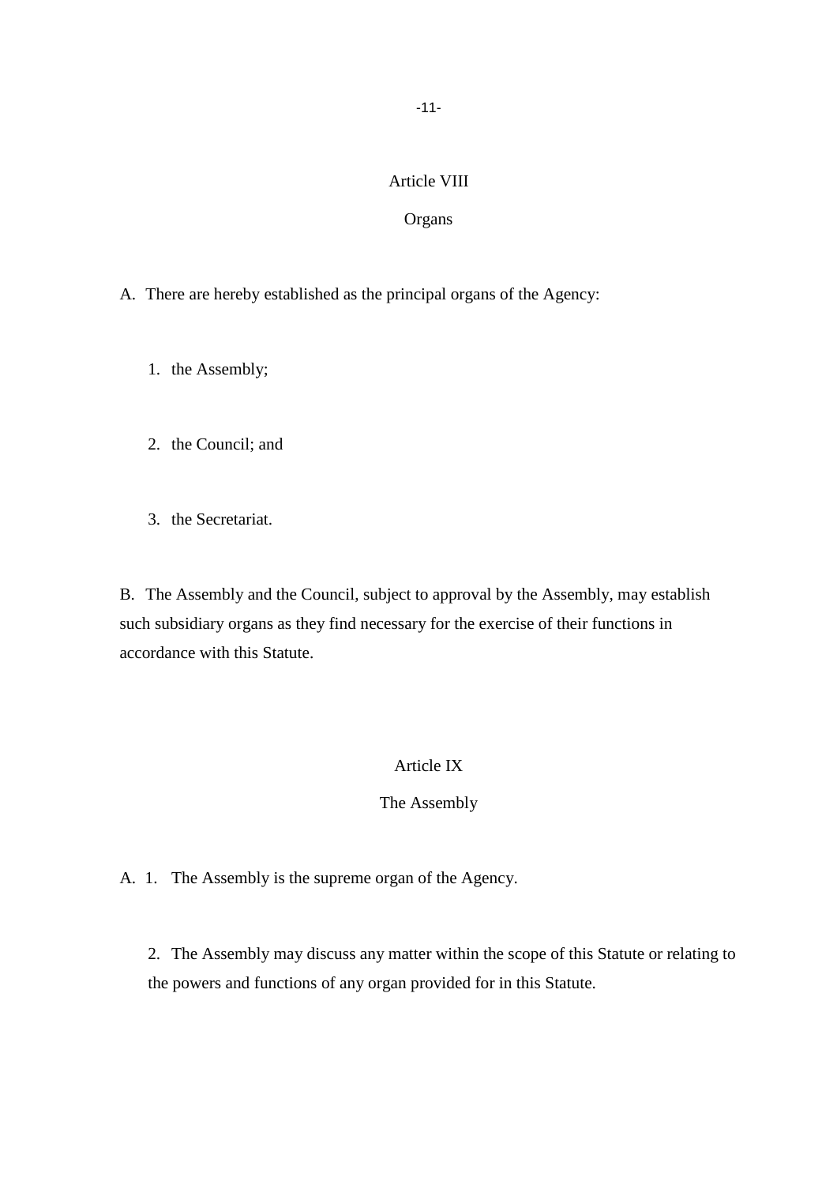## Article VIII

### Organs

A. There are hereby established as the principal organs of the Agency:

1. the Assembly;

2. the Council; and

3. the Secretariat.

B. The Assembly and the Council, subject to approval by the Assembly, may establish such subsidiary organs as they find necessary for the exercise of their functions in accordance with this Statute.

## Article IX

### The Assembly

A. 1. The Assembly is the supreme organ of the Agency.

2. The Assembly may discuss any matter within the scope of this Statute or relating to the powers and functions of any organ provided for in this Statute.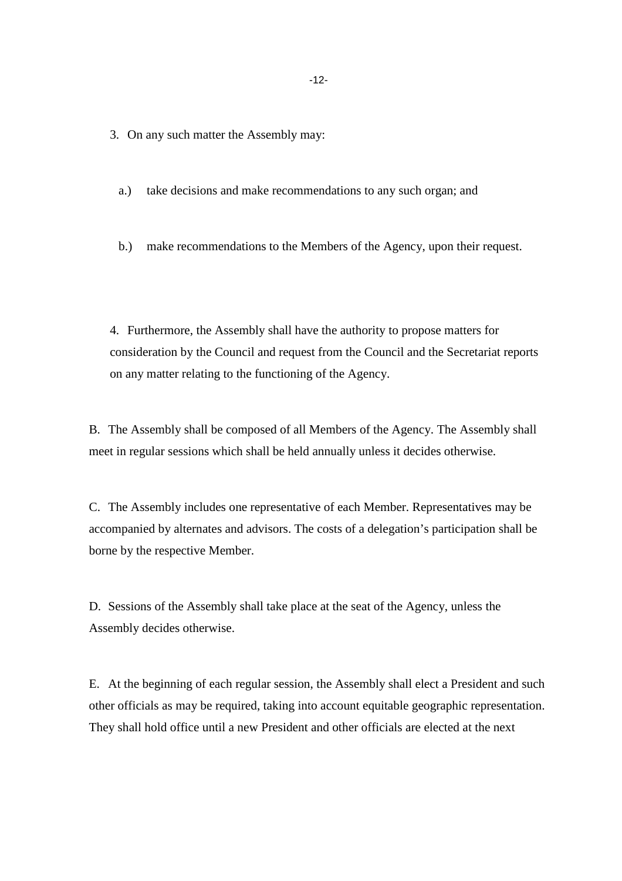3. On any such matter the Assembly may:

   a.) take decisions and make recommendations to any such organ; and

   b.) make recommendations to the Members of the Agency, upon their request.

4. Furthermore, the Assembly shall have the authority to propose matters for consideration by the Council and request from the Council and the Secretariat reports on any matter relating to the functioning of the Agency.

B. The Assembly shall be composed of all Members of the Agency. The Assembly shall meet in regular sessions which shall be held annually unless it decides otherwise.

C. The Assembly includes one representative of each Member. Representatives may be accompanied by alternates and advisors. The costs of a delegation's participation shall be borne by the respective Member.

D. Sessions of the Assembly shall take place at the seat of the Agency, unless the Assembly decides otherwise.

E. At the beginning of each regular session, the Assembly shall elect a President and such other officials as may be required, taking into account equitable geographic representation. They shall hold office until a new President and other officials are elected at the next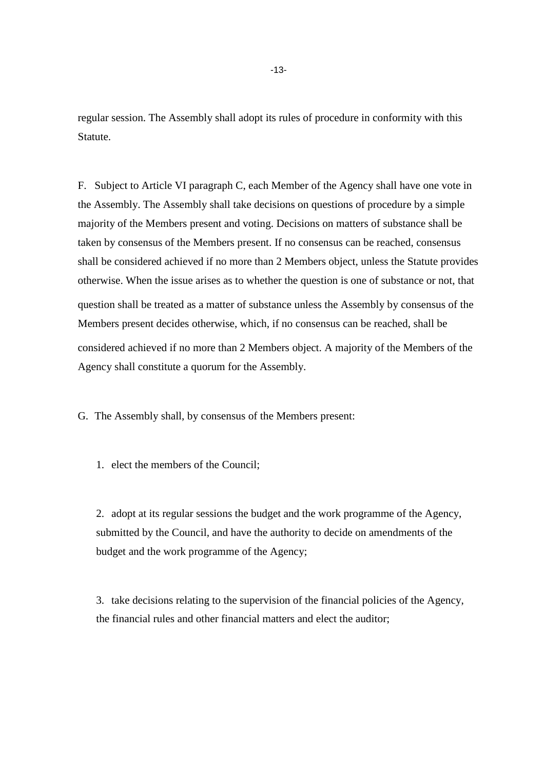regular session. The Assembly shall adopt its rules of procedure in conformity with this Statute.

F. Subject to Article VI paragraph C, each Member of the Agency shall have one vote in the Assembly. The Assembly shall take decisions on questions of procedure by a simple majority of the Members present and voting. Decisions on matters of substance shall be taken by consensus of the Members present. If no consensus can be reached, consensus shall be considered achieved if no more than 2 Members object, unless the Statute provides otherwise. When the issue arises as to whether the question is one of substance or not, that question shall be treated as a matter of substance unless the Assembly by consensus of the Members present decides otherwise, which, if no consensus can be reached, shall be considered achieved if no more than 2 Members object. A majority of the Members of the Agency shall constitute a quorum for the Assembly.

G. The Assembly shall, by consensus of the Members present:

1. elect the members of the Council;

2. adopt at its regular sessions the budget and the work programme of the Agency, submitted by the Council, and have the authority to decide on amendments of the budget and the work programme of the Agency;

3. take decisions relating to the supervision of the financial policies of the Agency, the financial rules and other financial matters and elect the auditor;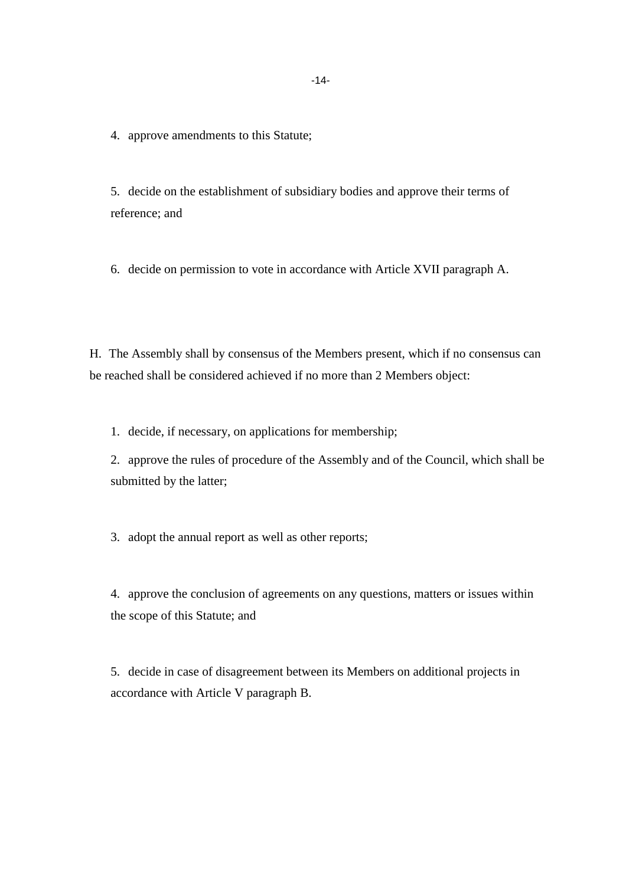4. approve amendments to this Statute;

5. decide on the establishment of subsidiary bodies and approve their terms of reference; and

6. decide on permission to vote in accordance with Article XVII paragraph A.

H. The Assembly shall by consensus of the Members present, which if no consensus can be reached shall be considered achieved if no more than 2 Members object:

1. decide, if necessary, on applications for membership;
2. approve the rules of procedure of the Assembly and of the Council, which shall be submitted by the latter;

3. adopt the annual report as well as other reports;

4. approve the conclusion of agreements on any questions, matters or issues within the scope of this Statute; and

5. decide in case of disagreement between its Members on additional projects in accordance with Article V paragraph B.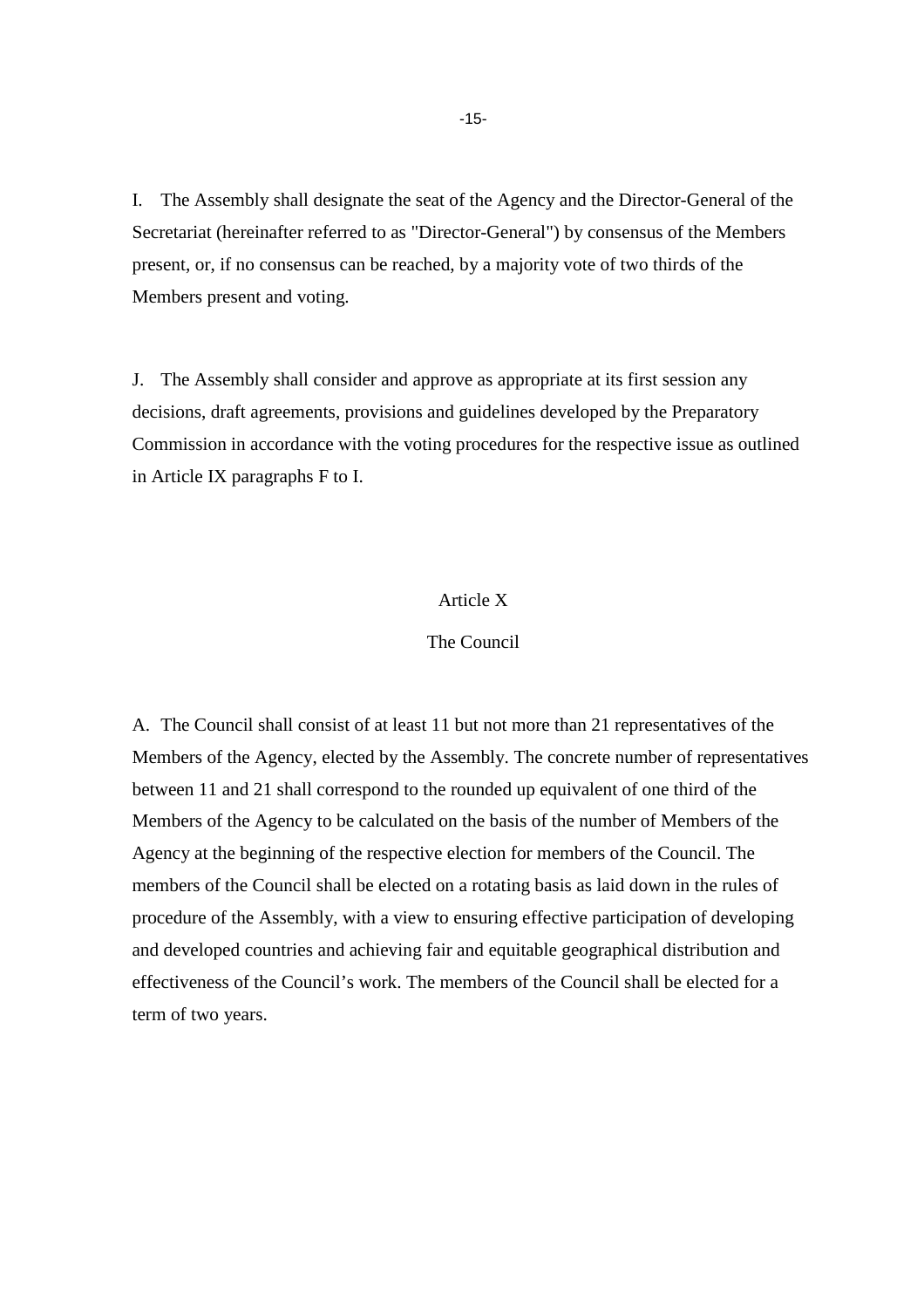I. The Assembly shall designate the seat of the Agency and the Director-General of the Secretariat (hereinafter referred to as "Director-General") by consensus of the Members present, or, if no consensus can be reached, by a majority vote of two thirds of the Members present and voting.

J. The Assembly shall consider and approve as appropriate at its first session any decisions, draft agreements, provisions and guidelines developed by the Preparatory Commission in accordance with the voting procedures for the respective issue as outlined in Article IX paragraphs F to I.

## Article X

## The Council

A. The Council shall consist of at least 11 but not more than 21 representatives of the Members of the Agency, elected by the Assembly. The concrete number of representatives between 11 and 21 shall correspond to the rounded up equivalent of one third of the Members of the Agency to be calculated on the basis of the number of Members of the Agency at the beginning of the respective election for members of the Council. The members of the Council shall be elected on a rotating basis as laid down in the rules of procedure of the Assembly, with a view to ensuring effective participation of developing and developed countries and achieving fair and equitable geographical distribution and effectiveness of the Council's work. The members of the Council shall be elected for a term of two years.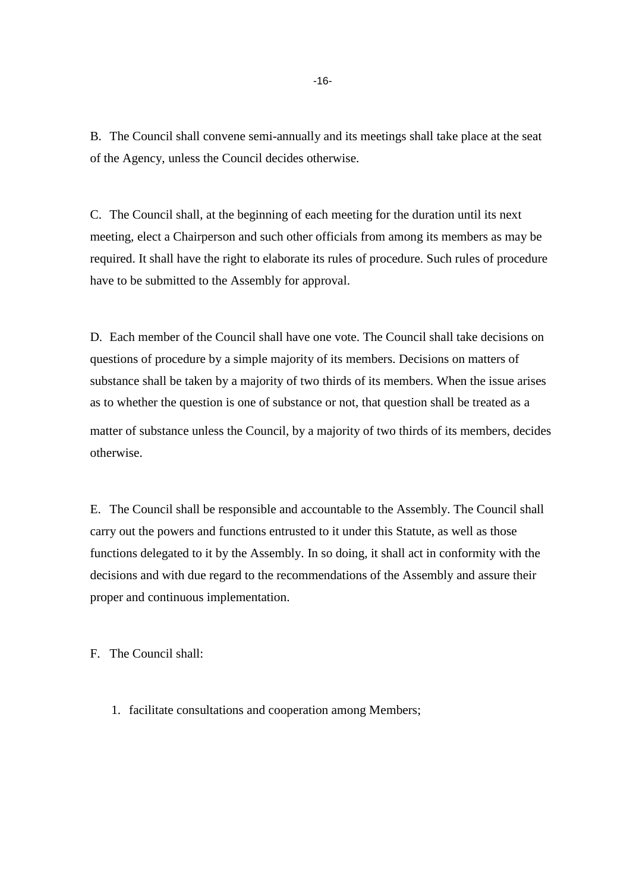B. The Council shall convene semi-annually and its meetings shall take place at the seat of the Agency, unless the Council decides otherwise.

C. The Council shall, at the beginning of each meeting for the duration until its next meeting, elect a Chairperson and such other officials from among its members as may be required. It shall have the right to elaborate its rules of procedure. Such rules of procedure have to be submitted to the Assembly for approval.

D. Each member of the Council shall have one vote. The Council shall take decisions on questions of procedure by a simple majority of its members. Decisions on matters of substance shall be taken by a majority of two thirds of its members. When the issue arises as to whether the question is one of substance or not, that question shall be treated as a matter of substance unless the Council, by a majority of two thirds of its members, decides otherwise.

E. The Council shall be responsible and accountable to the Assembly. The Council shall carry out the powers and functions entrusted to it under this Statute, as well as those functions delegated to it by the Assembly. In so doing, it shall act in conformity with the decisions and with due regard to the recommendations of the Assembly and assure their proper and continuous implementation.

F. The Council shall:

1. facilitate consultations and cooperation among Members;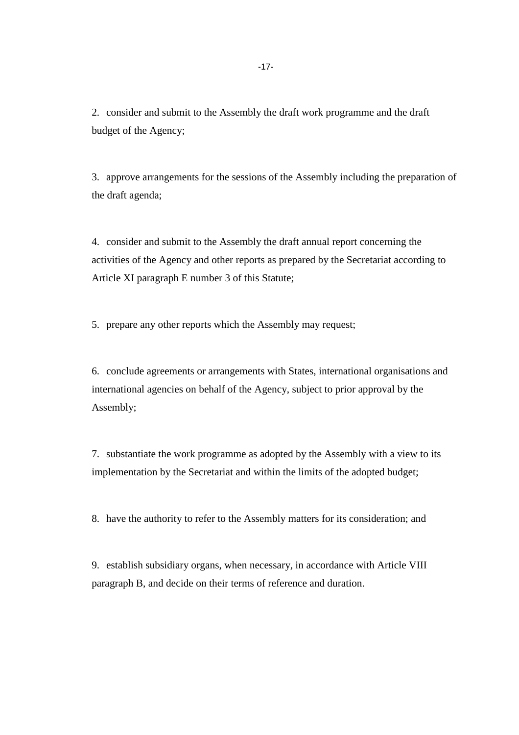2. consider and submit to the Assembly the draft work programme and the draft budget of the Agency;

3. approve arrangements for the sessions of the Assembly including the preparation of the draft agenda;

4. consider and submit to the Assembly the draft annual report concerning the activities of the Agency and other reports as prepared by the Secretariat according to Article XI paragraph E number 3 of this Statute;

5. prepare any other reports which the Assembly may request;

6. conclude agreements or arrangements with States, international organisations and international agencies on behalf of the Agency, subject to prior approval by the Assembly;

7. substantiate the work programme as adopted by the Assembly with a view to its implementation by the Secretariat and within the limits of the adopted budget;

8. have the authority to refer to the Assembly matters for its consideration; and

9. establish subsidiary organs, when necessary, in accordance with Article VIII paragraph B, and decide on their terms of reference and duration.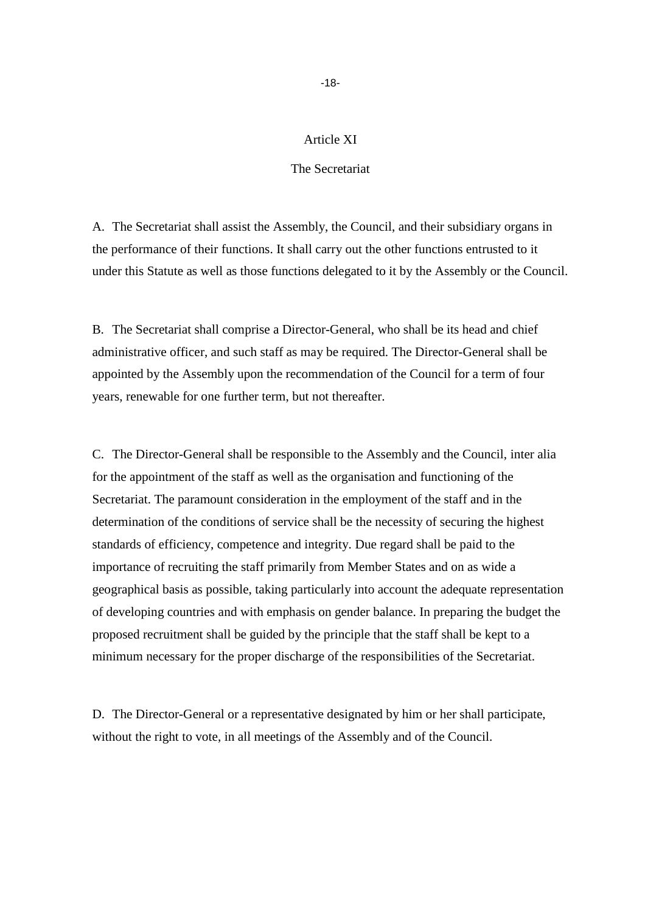## Article XI

## The Secretariat

A. The Secretariat shall assist the Assembly, the Council, and their subsidiary organs in the performance of their functions. It shall carry out the other functions entrusted to it under this Statute as well as those functions delegated to it by the Assembly or the Council.

B. The Secretariat shall comprise a Director-General, who shall be its head and chief administrative officer, and such staff as may be required. The Director-General shall be appointed by the Assembly upon the recommendation of the Council for a term of four years, renewable for one further term, but not thereafter.

C. The Director-General shall be responsible to the Assembly and the Council, inter alia for the appointment of the staff as well as the organisation and functioning of the Secretariat. The paramount consideration in the employment of the staff and in the determination of the conditions of service shall be the necessity of securing the highest standards of efficiency, competence and integrity. Due regard shall be paid to the importance of recruiting the staff primarily from Member States and on as wide a geographical basis as possible, taking particularly into account the adequate representation of developing countries and with emphasis on gender balance. In preparing the budget the proposed recruitment shall be guided by the principle that the staff shall be kept to a minimum necessary for the proper discharge of the responsibilities of the Secretariat.

D. The Director-General or a representative designated by him or her shall participate, without the right to vote, in all meetings of the Assembly and of the Council.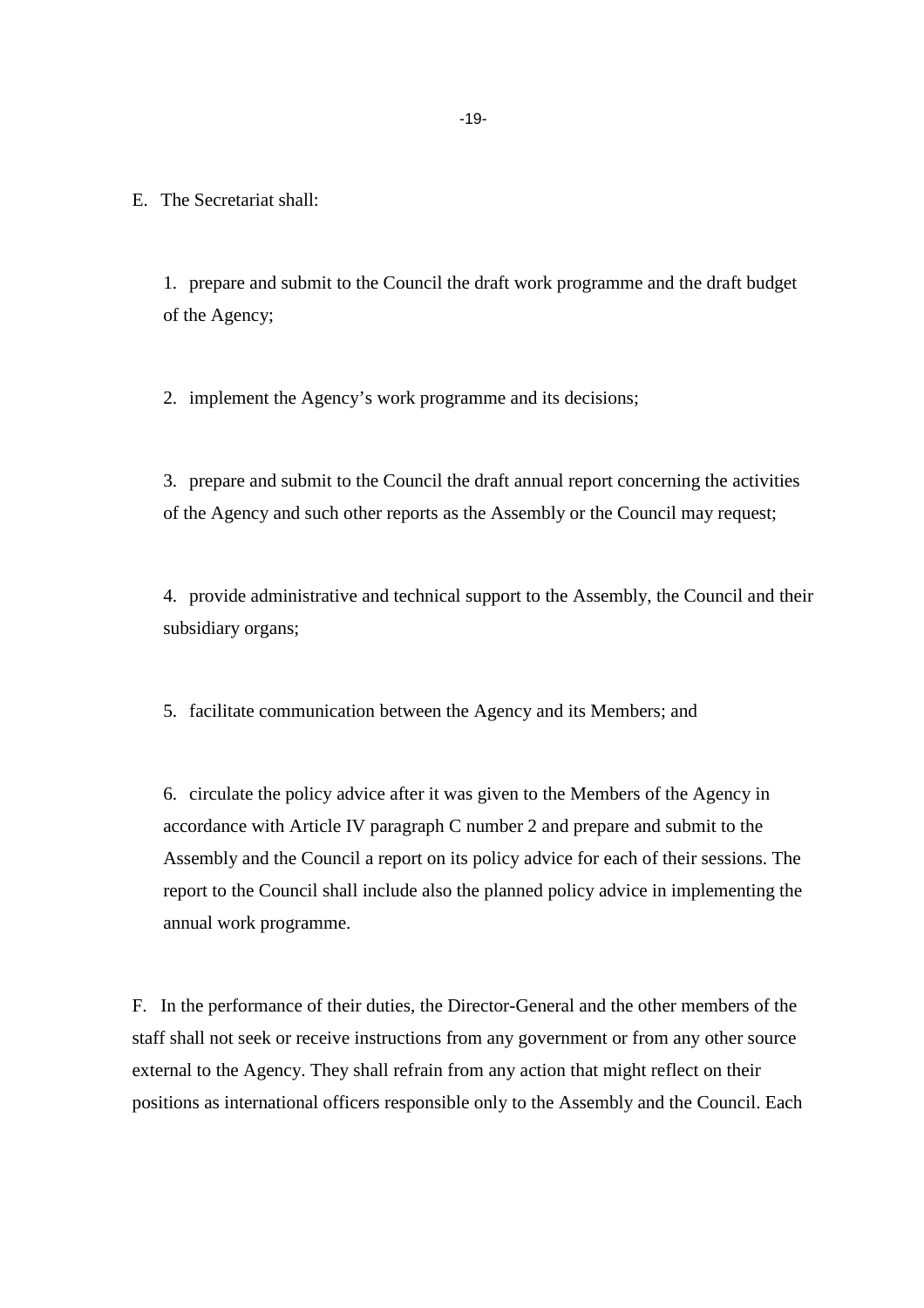E. The Secretariat shall:

1. prepare and submit to the Council the draft work programme and the draft budget of the Agency;

2. implement the Agency's work programme and its decisions;

3. prepare and submit to the Council the draft annual report concerning the activities of the Agency and such other reports as the Assembly or the Council may request;

4. provide administrative and technical support to the Assembly, the Council and their subsidiary organs;

5. facilitate communication between the Agency and its Members; and

6. circulate the policy advice after it was given to the Members of the Agency in accordance with Article IV paragraph C number 2 and prepare and submit to the Assembly and the Council a report on its policy advice for each of their sessions. The report to the Council shall include also the planned policy advice in implementing the annual work programme.

F. In the performance of their duties, the Director-General and the other members of the staff shall not seek or receive instructions from any government or from any other source external to the Agency. They shall refrain from any action that might reflect on their positions as international officers responsible only to the Assembly and the Council. Each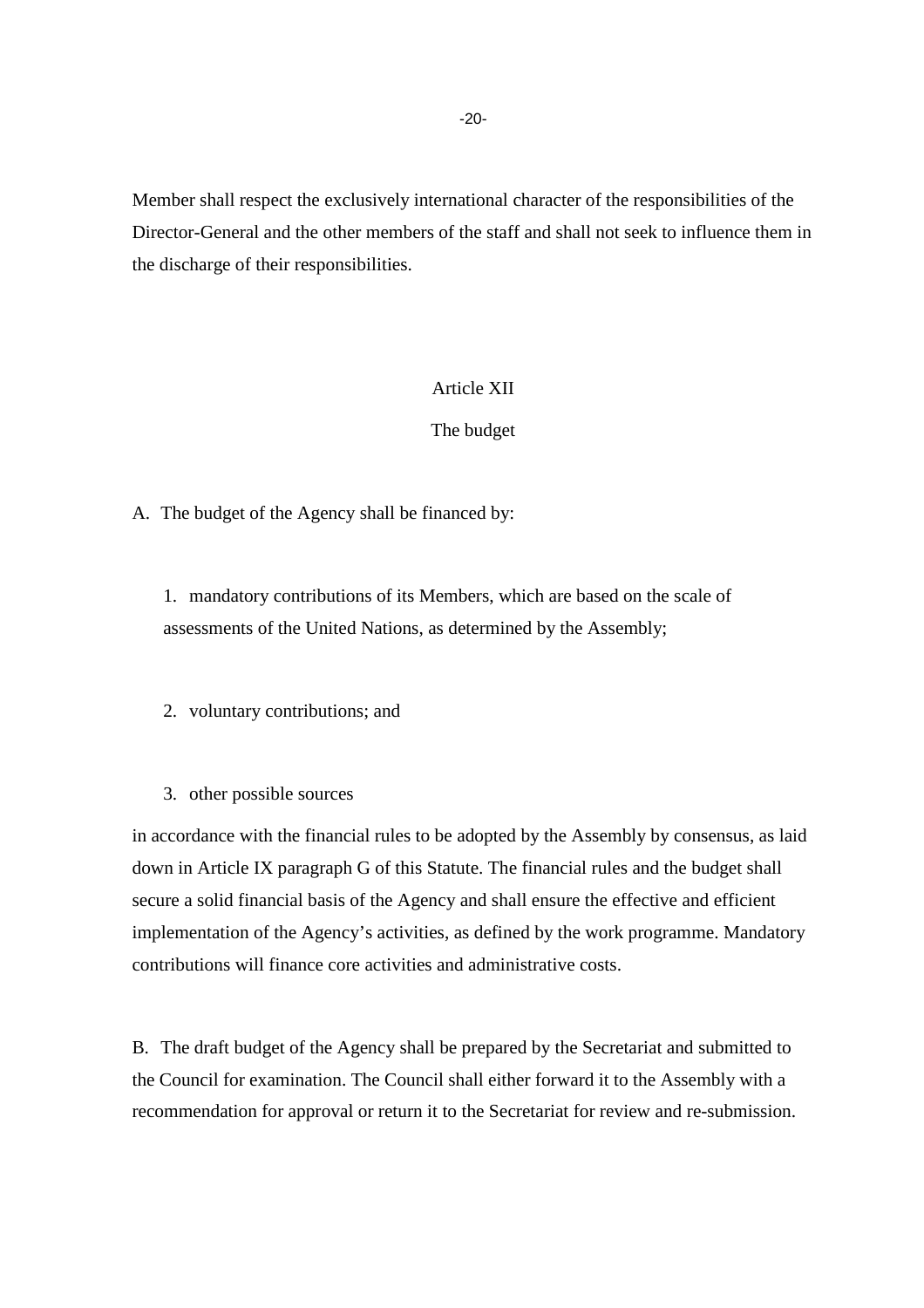Member shall respect the exclusively international character of the responsibilities of the Director-General and the other members of the staff and shall not seek to influence them in the discharge of their responsibilities.

## Article XII

## The budget

A. The budget of the Agency shall be financed by:

1. mandatory contributions of its Members, which are based on the scale of assessments of the United Nations, as determined by the Assembly;

2. voluntary contributions; and

3. other possible sources

in accordance with the financial rules to be adopted by the Assembly by consensus, as laid down in Article IX paragraph G of this Statute. The financial rules and the budget shall secure a solid financial basis of the Agency and shall ensure the effective and efficient implementation of the Agency's activities, as defined by the work programme. Mandatory contributions will finance core activities and administrative costs.

B. The draft budget of the Agency shall be prepared by the Secretariat and submitted to the Council for examination. The Council shall either forward it to the Assembly with a recommendation for approval or return it to the Secretariat for review and re-submission.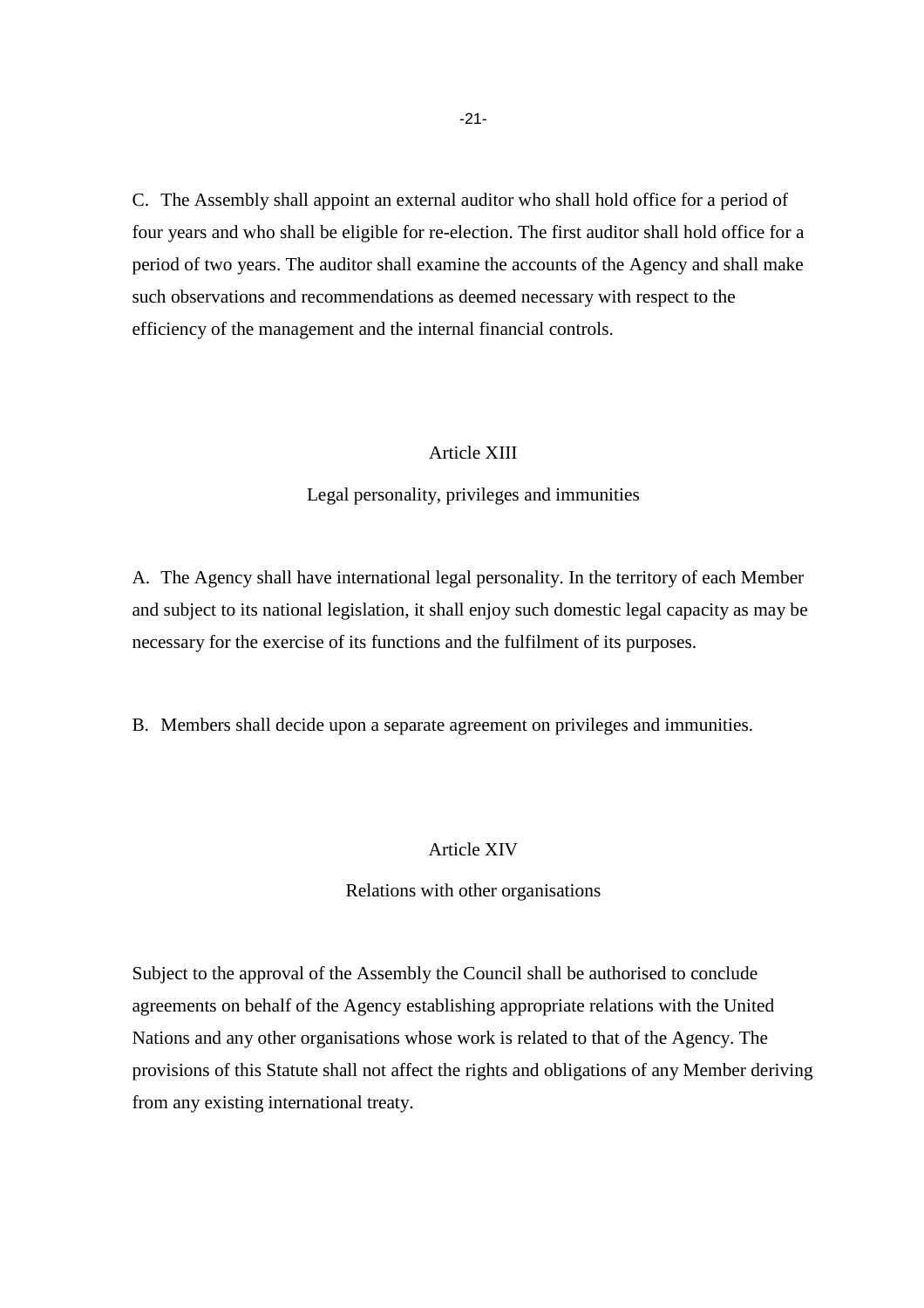C. The Assembly shall appoint an external auditor who shall hold office for a period of four years and who shall be eligible for re-election. The first auditor shall hold office for a period of two years. The auditor shall examine the accounts of the Agency and shall make such observations and recommendations as deemed necessary with respect to the efficiency of the management and the internal financial controls.

## Article XIII

### Legal personality, privileges and immunities

A. The Agency shall have international legal personality. In the territory of each Member and subject to its national legislation, it shall enjoy such domestic legal capacity as may be necessary for the exercise of its functions and the fulfilment of its purposes.

B. Members shall decide upon a separate agreement on privileges and immunities.

## Article XIV

### Relations with other organisations

Subject to the approval of the Assembly the Council shall be authorised to conclude agreements on behalf of the Agency establishing appropriate relations with the United Nations and any other organisations whose work is related to that of the Agency. The provisions of this Statute shall not affect the rights and obligations of any Member deriving from any existing international treaty.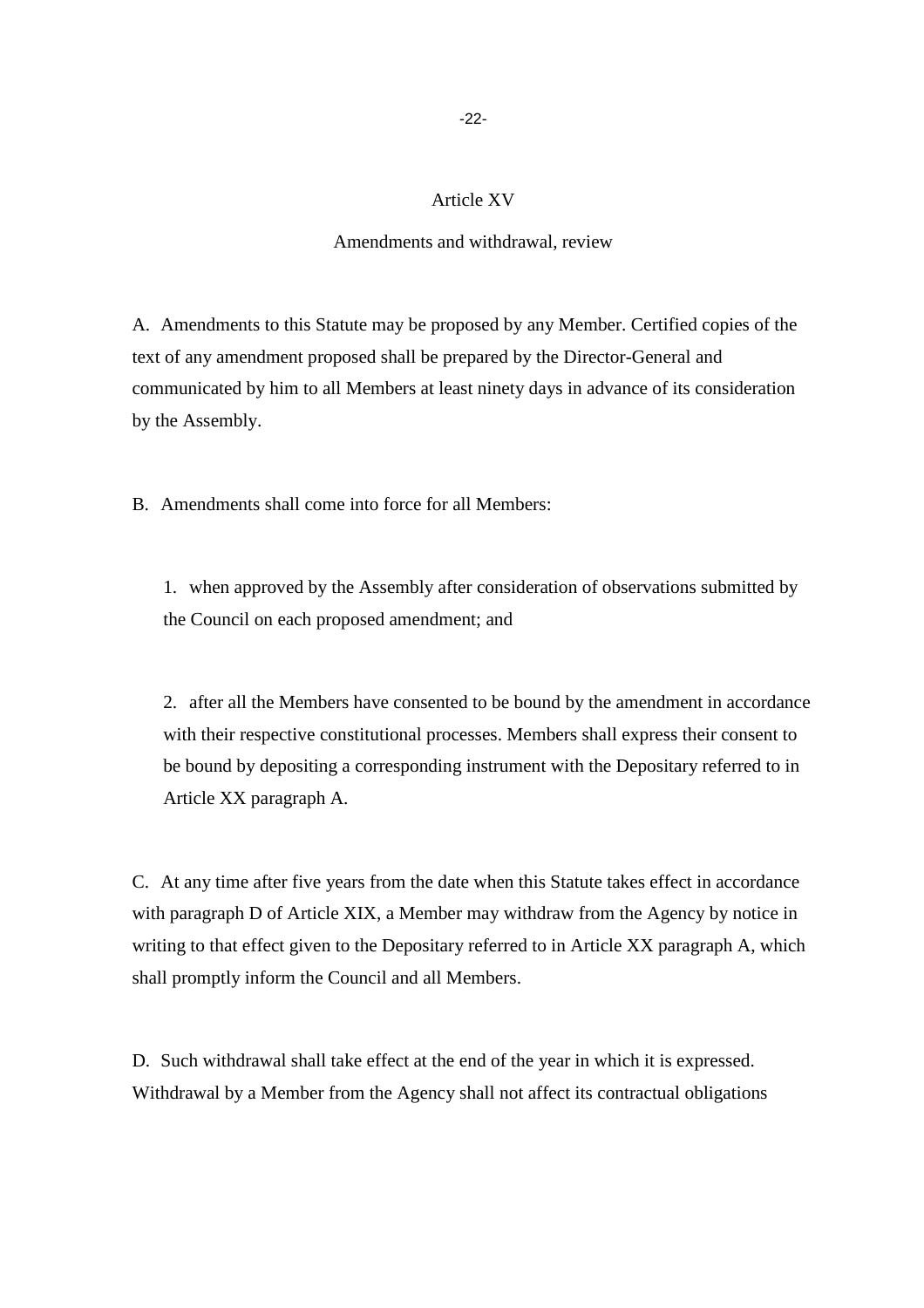## Article XV

### Amendments and withdrawal, review

A. Amendments to this Statute may be proposed by any Member. Certified copies of the text of any amendment proposed shall be prepared by the Director-General and communicated by him to all Members at least ninety days in advance of its consideration by the Assembly.

B. Amendments shall come into force for all Members:

1. when approved by the Assembly after consideration of observations submitted by the Council on each proposed amendment; and

2. after all the Members have consented to be bound by the amendment in accordance with their respective constitutional processes. Members shall express their consent to be bound by depositing a corresponding instrument with the Depositary referred to in Article XX paragraph A.

C. At any time after five years from the date when this Statute takes effect in accordance with paragraph D of Article XIX, a Member may withdraw from the Agency by notice in writing to that effect given to the Depositary referred to in Article XX paragraph A, which shall promptly inform the Council and all Members.

D. Such withdrawal shall take effect at the end of the year in which it is expressed. Withdrawal by a Member from the Agency shall not affect its contractual obligations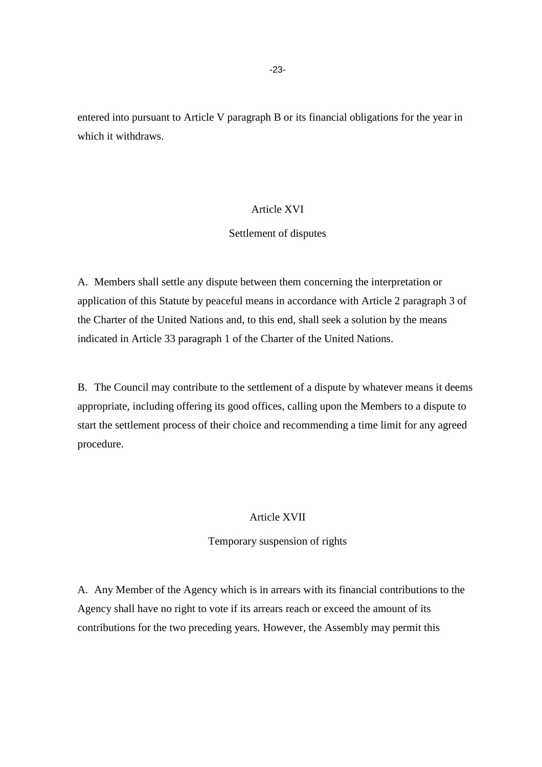entered into pursuant to Article V paragraph B or its financial obligations for the year in which it withdraws.

## Article XVI

## Settlement of disputes

A. Members shall settle any dispute between them concerning the interpretation or application of this Statute by peaceful means in accordance with Article 2 paragraph 3 of the Charter of the United Nations and, to this end, shall seek a solution by the means indicated in Article 33 paragraph 1 of the Charter of the United Nations.

B. The Council may contribute to the settlement of a dispute by whatever means it deems appropriate, including offering its good offices, calling upon the Members to a dispute to start the settlement process of their choice and recommending a time limit for any agreed procedure.

## Article XVII

## Temporary suspension of rights

A. Any Member of the Agency which is in arrears with its financial contributions to the Agency shall have no right to vote if its arrears reach or exceed the amount of its contributions for the two preceding years. However, the Assembly may permit this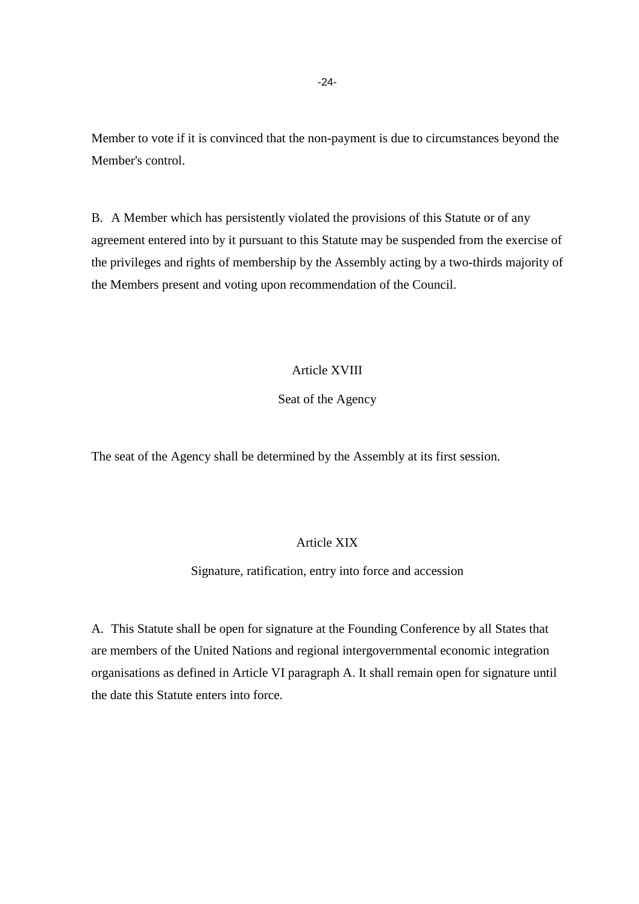Member to vote if it is convinced that the non-payment is due to circumstances beyond the Member's control.

B. A Member which has persistently violated the provisions of this Statute or of any agreement entered into by it pursuant to this Statute may be suspended from the exercise of the privileges and rights of membership by the Assembly acting by a two-thirds majority of the Members present and voting upon recommendation of the Council.

## Article XVIII

## Seat of the Agency

The seat of the Agency shall be determined by the Assembly at its first session.

## Article XIX

## Signature, ratification, entry into force and accession

A. This Statute shall be open for signature at the Founding Conference by all States that are members of the United Nations and regional intergovernmental economic integration organisations as defined in Article VI paragraph A. It shall remain open for signature until the date this Statute enters into force.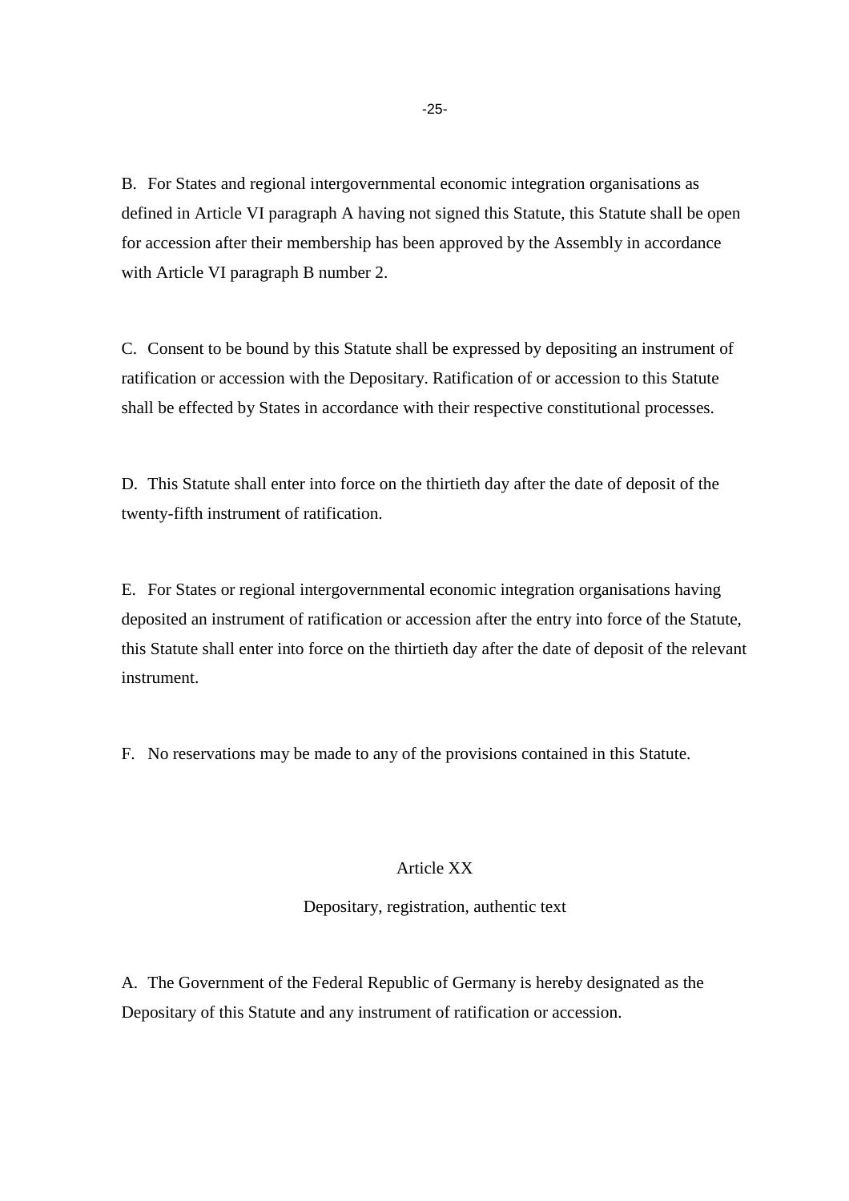B. For States and regional intergovernmental economic integration organisations as defined in Article VI paragraph A having not signed this Statute, this Statute shall be open for accession after their membership has been approved by the Assembly in accordance with Article VI paragraph B number 2.

C. Consent to be bound by this Statute shall be expressed by depositing an instrument of ratification or accession with the Depositary. Ratification of or accession to this Statute shall be effected by States in accordance with their respective constitutional processes.

D. This Statute shall enter into force on the thirtieth day after the date of deposit of the twenty-fifth instrument of ratification.

E. For States or regional intergovernmental economic integration organisations having deposited an instrument of ratification or accession after the entry into force of the Statute, this Statute shall enter into force on the thirtieth day after the date of deposit of the relevant instrument.

F. No reservations may be made to any of the provisions contained in this Statute.

## Article XX

### Depositary, registration, authentic text

A. The Government of the Federal Republic of Germany is hereby designated as the Depositary of this Statute and any instrument of ratification or accession.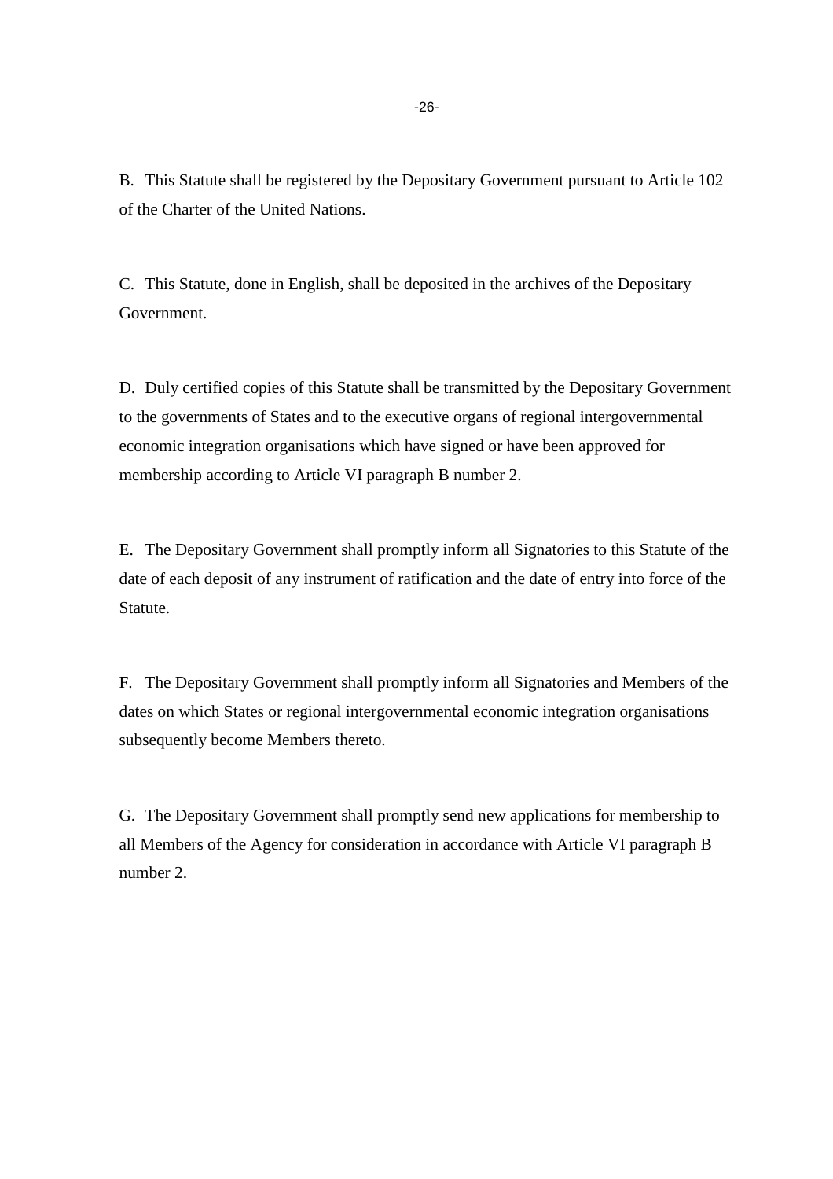B. This Statute shall be registered by the Depositary Government pursuant to Article 102 of the Charter of the United Nations.

C. This Statute, done in English, shall be deposited in the archives of the Depositary Government.

D. Duly certified copies of this Statute shall be transmitted by the Depositary Government to the governments of States and to the executive organs of regional intergovernmental economic integration organisations which have signed or have been approved for membership according to Article VI paragraph B number 2.

E. The Depositary Government shall promptly inform all Signatories to this Statute of the date of each deposit of any instrument of ratification and the date of entry into force of the Statute.

F. The Depositary Government shall promptly inform all Signatories and Members of the dates on which States or regional intergovernmental economic integration organisations subsequently become Members thereto.

G. The Depositary Government shall promptly send new applications for membership to all Members of the Agency for consideration in accordance with Article VI paragraph B number 2.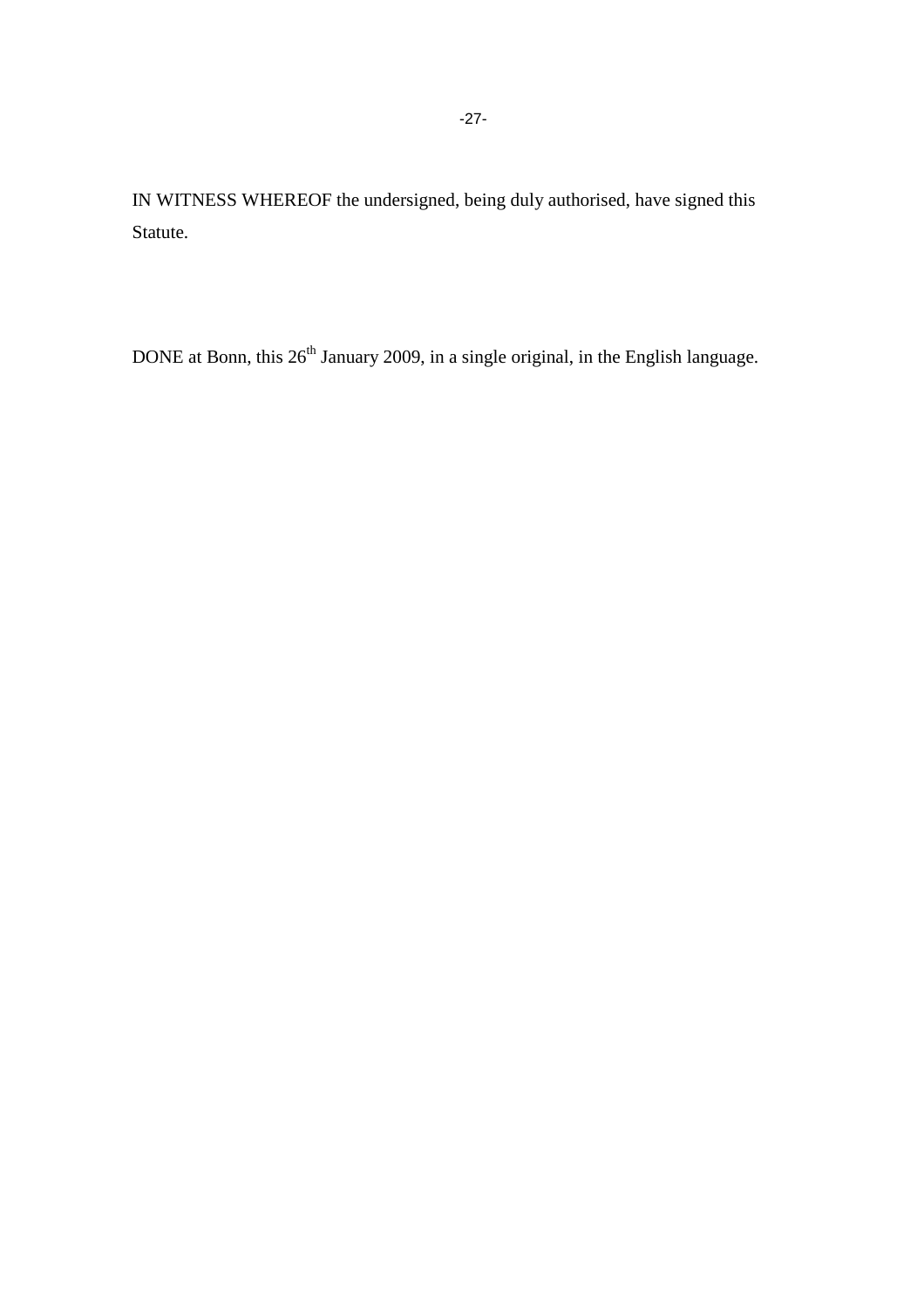IN WITNESS WHEREOF the undersigned, being duly authorised, have signed this Statute.

DONE at Bonn, this 26th January 2009, in a single original, in the English language.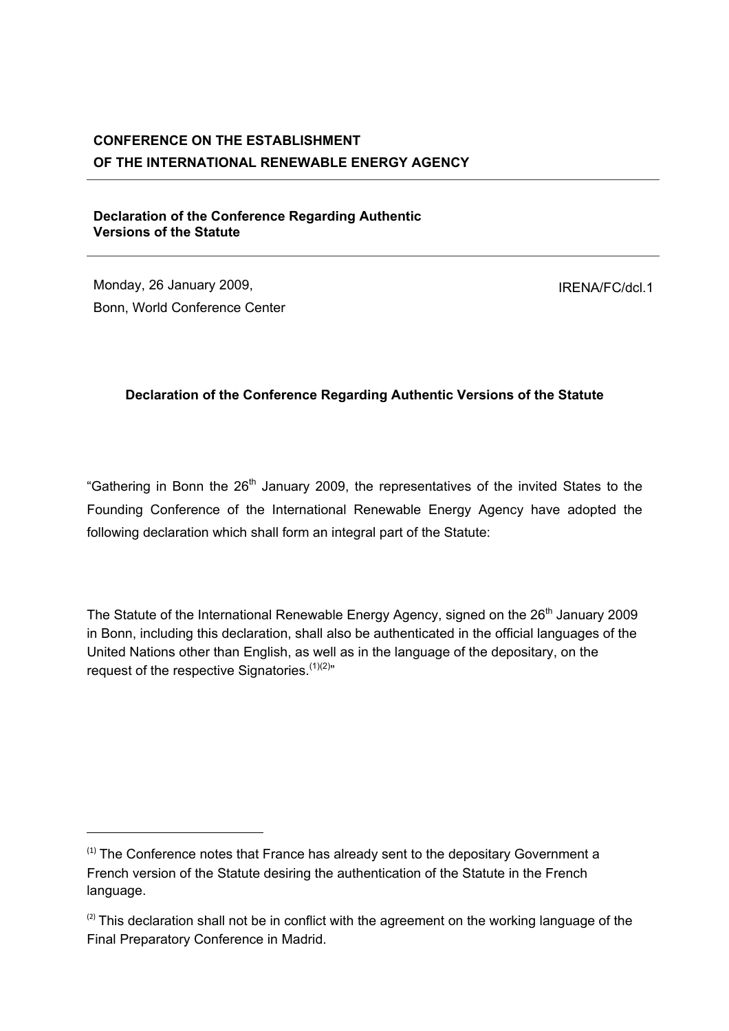**CONFERENCE ON THE ESTABLISHMENT**
**OF THE INTERNATIONAL RENEWABLE ENERGY AGENCY**

---

**Declaration of the Conference Regarding Authentic Versions of the Statute**

---

Monday, 26 January 2009,
Bonn, World Conference Center

IRENA/FC/dcl.1

### Declaration of the Conference Regarding Authentic Versions of the Statute

"Gathering in Bonn the 26th January 2009, the representatives of the invited States to the Founding Conference of the International Renewable Energy Agency have adopted the following declaration which shall form an integral part of the Statute:

The Statute of the International Renewable Energy Agency, signed on the 26th January 2009 in Bonn, including this declaration, shall also be authenticated in the official languages of the United Nations other than English, as well as in the language of the depositary, on the request of the respective Signatories.[1][2]"

---

[1] The Conference notes that France has already sent to the depositary Government a French version of the Statute desiring the authentication of the Statute in the French language.

[2] This declaration shall not be in conflict with the agreement on the working language of the Final Preparatory Conference in Madrid.